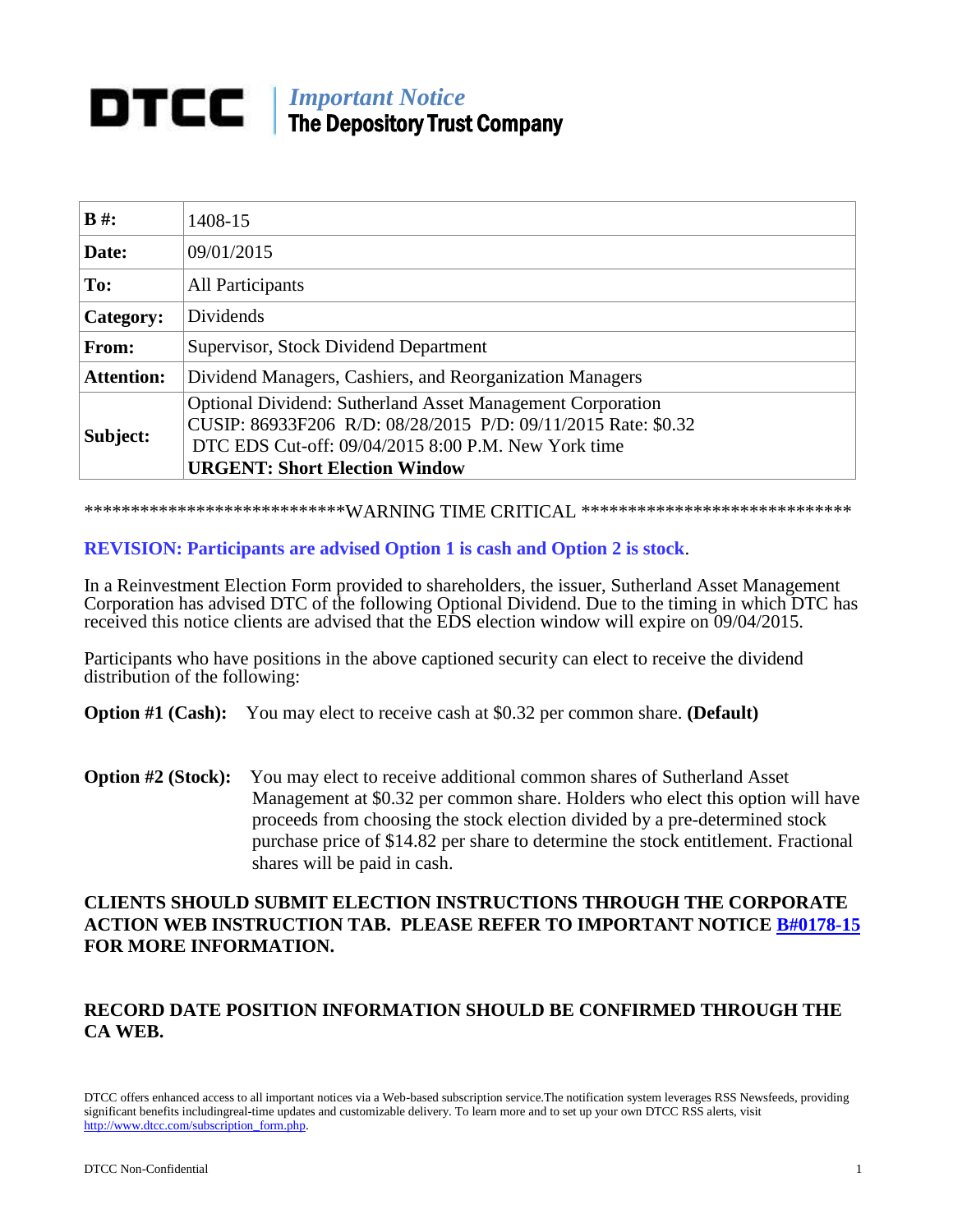# DTCC | *Important Notice*
## The Depository Trust Company

| **B #:** | 1408-15 |
|---|---|
| **Date:** | 09/01/2015 |
| **To:** | All Participants |
| **Category:** | Dividends |
| **From:** | Supervisor, Stock Dividend Department |
| **Attention:** | Dividend Managers, Cashiers, and Reorganization Managers |
| **Subject:** | Optional Dividend: Sutherland Asset Management Corporation<br>CUSIP: 86933F206 R/D: 08/28/2015 P/D: 09/11/2015 Rate: $0.32<br>DTC EDS Cut-off: 09/04/2015 8:00 P.M. New York time<br>**URGENT: Short Election Window** |

***************************WARNING TIME CRITICAL *****************************

**REVISION: Participants are advised Option 1 is cash and Option 2 is stock**.

In a Reinvestment Election Form provided to shareholders, the issuer, Sutherland Asset Management Corporation has advised DTC of the following Optional Dividend. Due to the timing in which DTC has received this notice clients are advised that the EDS election window will expire on 09/04/2015.

Participants who have positions in the above captioned security can elect to receive the dividend distribution of the following:

**Option #1 (Cash):** You may elect to receive cash at $0.32 per common share. **(Default)**

**Option #2 (Stock):** You may elect to receive additional common shares of Sutherland Asset Management at $0.32 per common share. Holders who elect this option will have proceeds from choosing the stock election divided by a pre-determined stock purchase price of $14.82 per share to determine the stock entitlement. Fractional shares will be paid in cash.

**CLIENTS SHOULD SUBMIT ELECTION INSTRUCTIONS THROUGH THE CORPORATE ACTION WEB INSTRUCTION TAB. PLEASE REFER TO IMPORTANT NOTICE B#0178-15 FOR MORE INFORMATION.**

**RECORD DATE POSITION INFORMATION SHOULD BE CONFIRMED THROUGH THE CA WEB.**

DTCC offers enhanced access to all important notices via a Web-based subscription service.The notification system leverages RSS Newsfeeds, providing significant benefits includingreal-time updates and customizable delivery. To learn more and to set up your own DTCC RSS alerts, visit http://www.dtcc.com/subscription_form.php.

DTCC Non-Confidential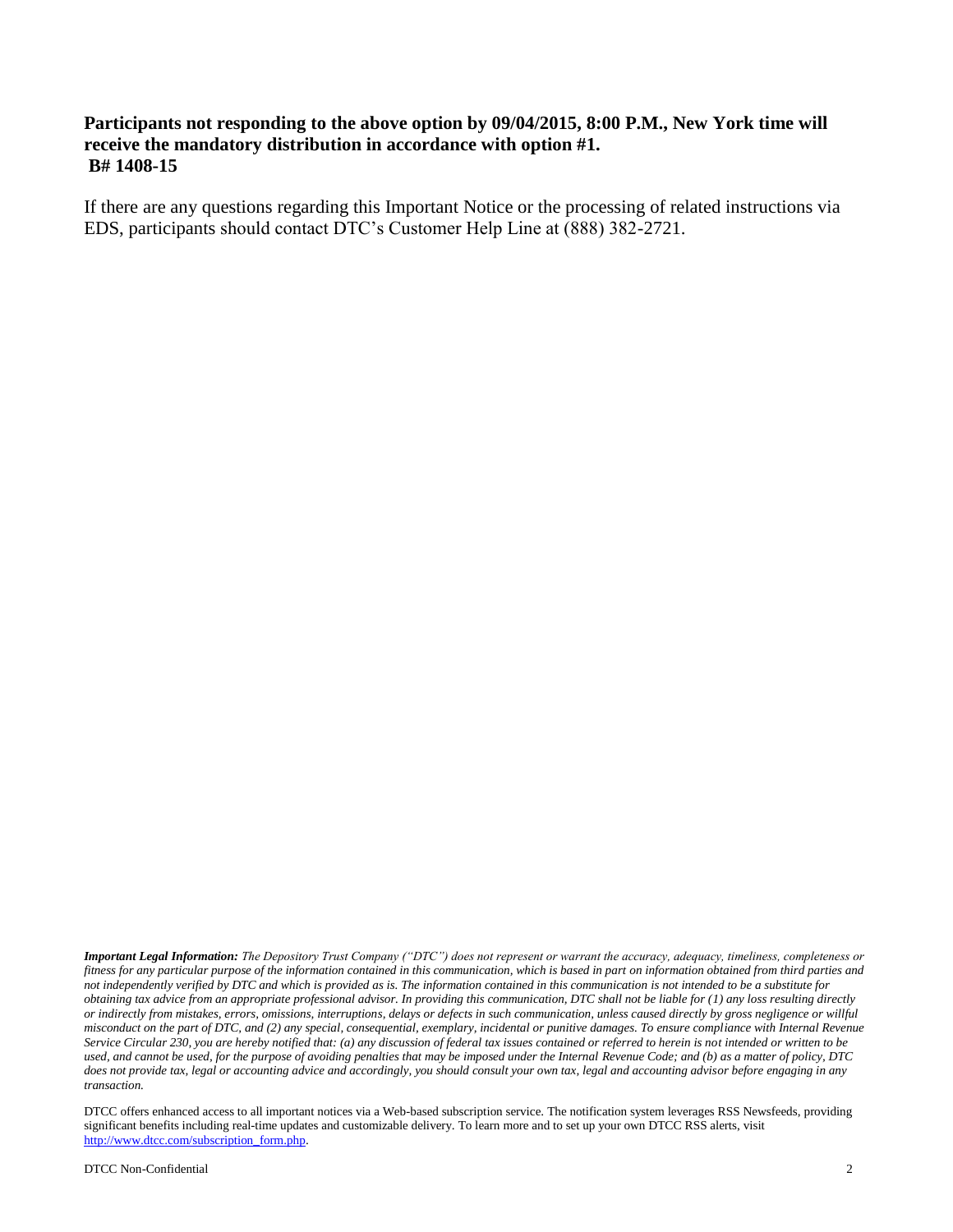**Participants not responding to the above option by 09/04/2015, 8:00 P.M., New York time will receive the mandatory distribution in accordance with option #1.**
**B# 1408-15**

If there are any questions regarding this Important Notice or the processing of related instructions via EDS, participants should contact DTC's Customer Help Line at (888) 382-2721.

***Important Legal Information:*** *The Depository Trust Company ("DTC") does not represent or warrant the accuracy, adequacy, timeliness, completeness or fitness for any particular purpose of the information contained in this communication, which is based in part on information obtained from third parties and not independently verified by DTC and which is provided as is. The information contained in this communication is not intended to be a substitute for obtaining tax advice from an appropriate professional advisor. In providing this communication, DTC shall not be liable for (1) any loss resulting directly or indirectly from mistakes, errors, omissions, interruptions, delays or defects in such communication, unless caused directly by gross negligence or willful misconduct on the part of DTC, and (2) any special, consequential, exemplary, incidental or punitive damages. To ensure compliance with Internal Revenue Service Circular 230, you are hereby notified that: (a) any discussion of federal tax issues contained or referred to herein is not intended or written to be used, and cannot be used, for the purpose of avoiding penalties that may be imposed under the Internal Revenue Code; and (b) as a matter of policy, DTC does not provide tax, legal or accounting advice and accordingly, you should consult your own tax, legal and accounting advisor before engaging in any transaction.*

DTCC offers enhanced access to all important notices via a Web-based subscription service. The notification system leverages RSS Newsfeeds, providing significant benefits including real-time updates and customizable delivery. To learn more and to set up your own DTCC RSS alerts, visit [http://www.dtcc.com/subscription_form.php](http://www.dtcc.com/subscription_form.php).

DTCC Non-Confidential